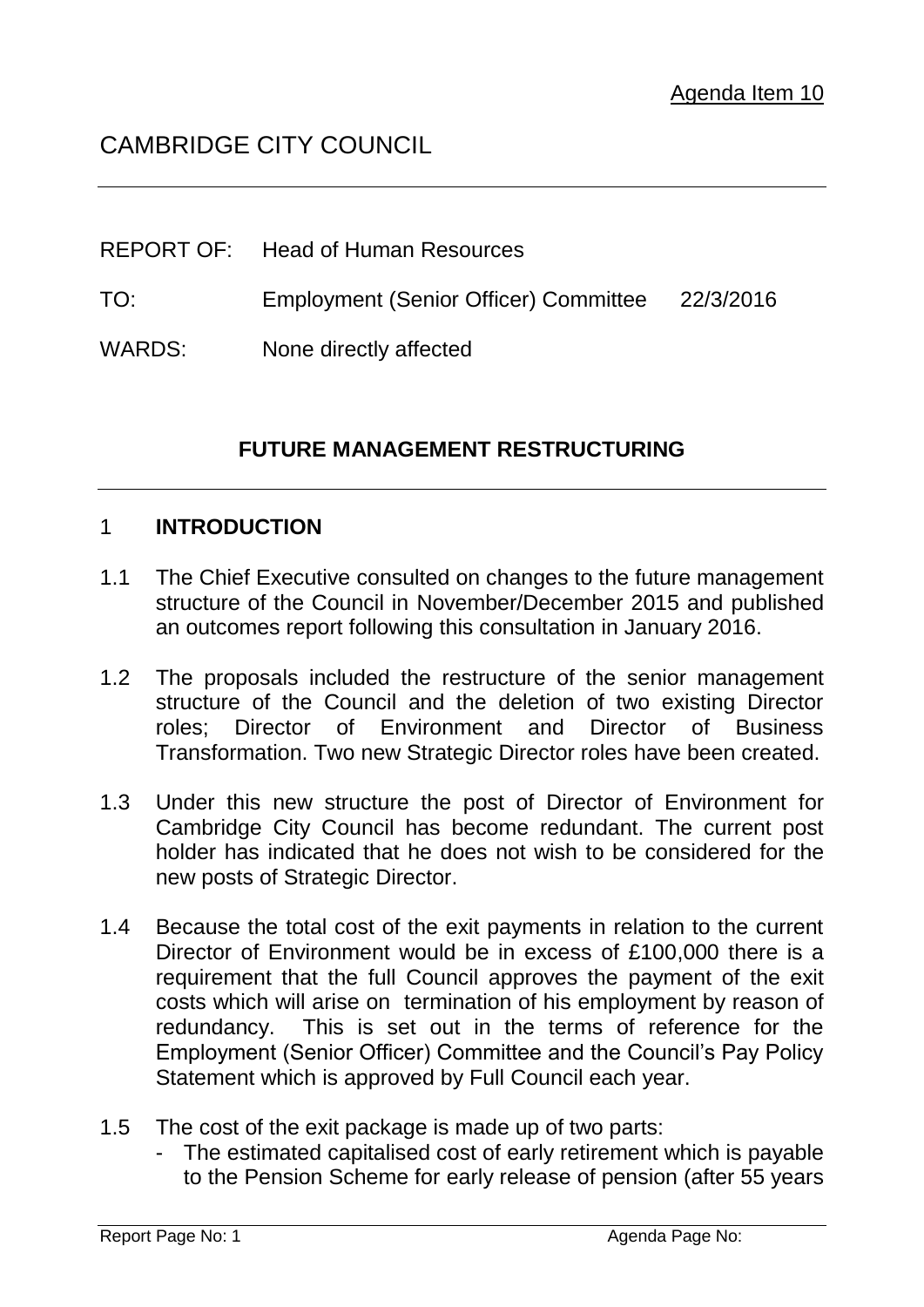Agenda Item 10

# CAMBRIDGE CITY COUNCIL

REPORT OF: Head of Human Resources

TO: Employment (Senior Officer) Committee 22/3/2016

WARDS: None directly affected

## FUTURE MANAGEMENT RESTRUCTURING

## 1 INTRODUCTION

1.1 The Chief Executive consulted on changes to the future management structure of the Council in November/December 2015 and published an outcomes report following this consultation in January 2016.

1.2 The proposals included the restructure of the senior management structure of the Council and the deletion of two existing Director roles; Director of Environment and Director of Business Transformation. Two new Strategic Director roles have been created.

1.3 Under this new structure the post of Director of Environment for Cambridge City Council has become redundant. The current post holder has indicated that he does not wish to be considered for the new posts of Strategic Director.

1.4 Because the total cost of the exit payments in relation to the current Director of Environment would be in excess of £100,000 there is a requirement that the full Council approves the payment of the exit costs which will arise on termination of his employment by reason of redundancy. This is set out in the terms of reference for the Employment (Senior Officer) Committee and the Council's Pay Policy Statement which is approved by Full Council each year.

1.5 The cost of the exit package is made up of two parts:

- The estimated capitalised cost of early retirement which is payable to the Pension Scheme for early release of pension (after 55 years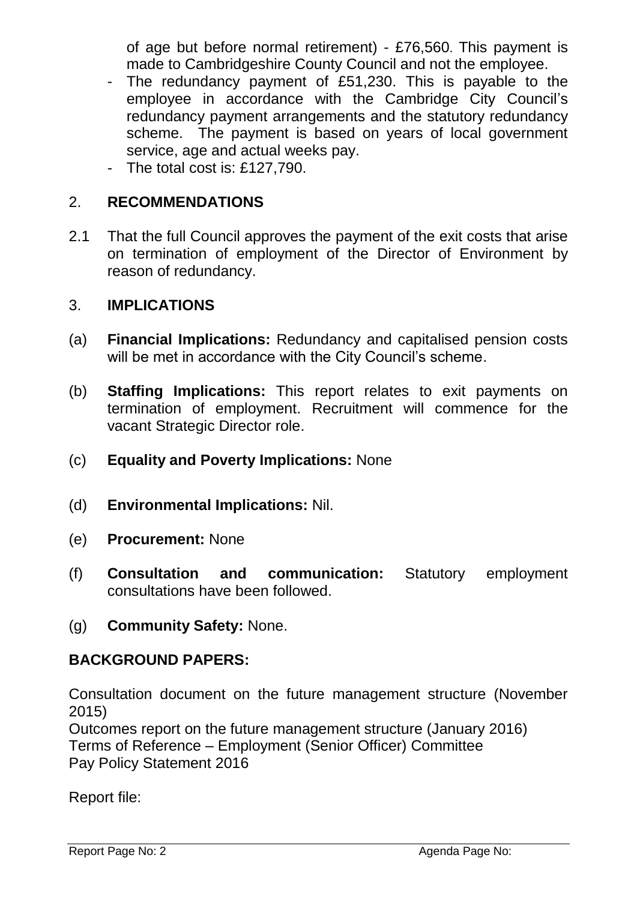of age but before normal retirement) - £76,560. This payment is made to Cambridgeshire County Council and not the employee.

- The redundancy payment of £51,230. This is payable to the employee in accordance with the Cambridge City Council's redundancy payment arrangements and the statutory redundancy scheme. The payment is based on years of local government service, age and actual weeks pay.
- The total cost is: £127,790.

## 2. RECOMMENDATIONS

2.1 That the full Council approves the payment of the exit costs that arise on termination of employment of the Director of Environment by reason of redundancy.

## 3. IMPLICATIONS

(a) **Financial Implications:** Redundancy and capitalised pension costs will be met in accordance with the City Council's scheme.

(b) **Staffing Implications:** This report relates to exit payments on termination of employment. Recruitment will commence for the vacant Strategic Director role.

(c) **Equality and Poverty Implications:** None

(d) **Environmental Implications:** Nil.

(e) **Procurement:** None

(f) **Consultation and communication:** Statutory employment consultations have been followed.

(g) **Community Safety:** None.

## BACKGROUND PAPERS:

Consultation document on the future management structure (November 2015)
Outcomes report on the future management structure (January 2016)
Terms of Reference – Employment (Senior Officer) Committee
Pay Policy Statement 2016

Report file: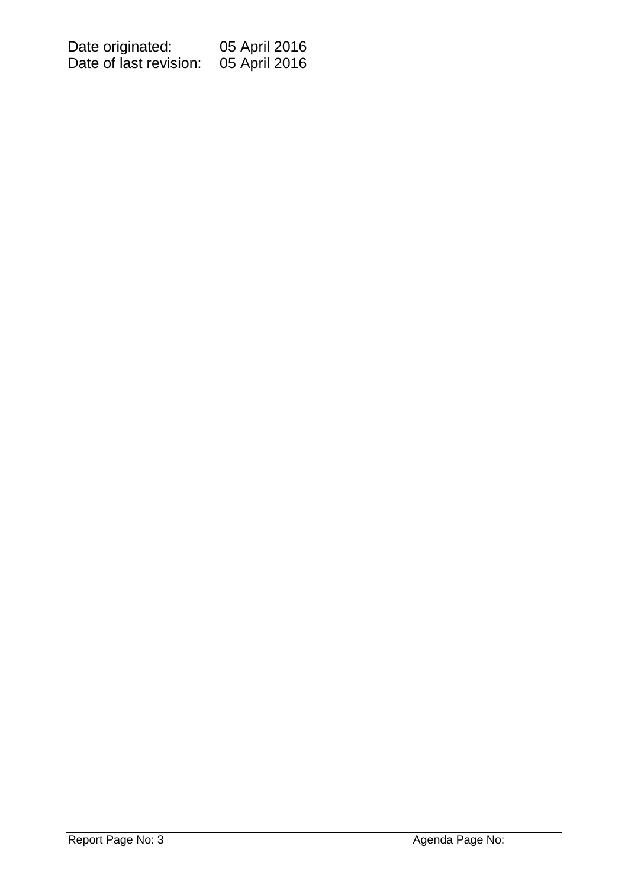Date originated: 05 April 2016
Date of last revision: 05 April 2016